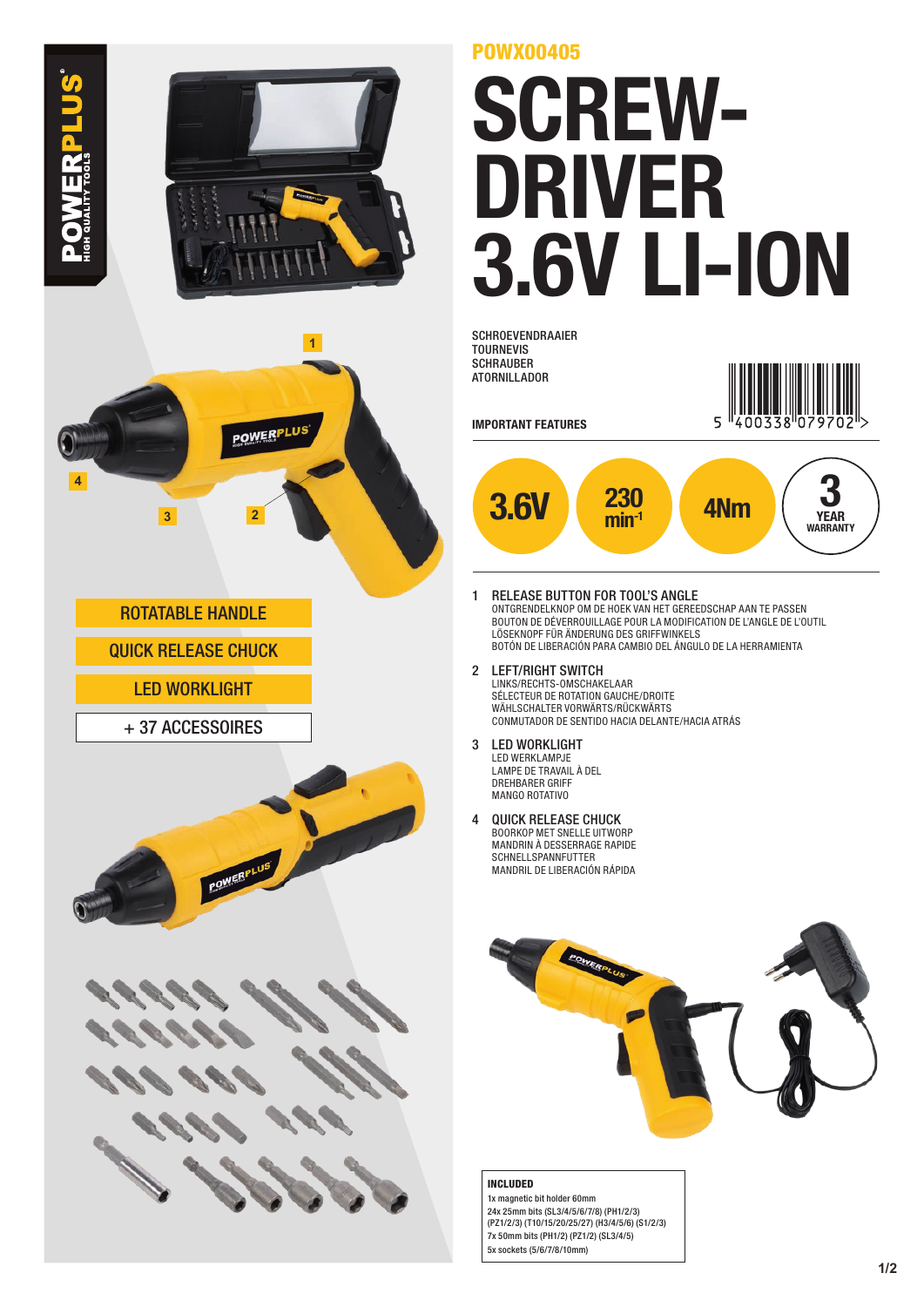POWERPLUS®
HIGH QUALITY TOOLS

POWX00405

# SCREWDRIVER 3.6V LI-ION

SCHROEVENDRAAIER
TOURNEVIS
SCHRAUBER
ATORNILLADOR

5 400338 079702

**IMPORTANT FEATURES**

- 3.6V
- 230 $min^{-1}$
- 4Nm
- 3 YEAR WARRANTY

- ROTATABLE HANDLE
- QUICK RELEASE CHUCK
- LED WORKLIGHT
- + 37 ACCESSORIES

1. RELEASE BUTTON FOR TOOL'S ANGLE
   ONTGRENDELKNOP OM DE HOEK VAN HET GEREEDSCHAP AAN TE PASSEN
   BOUTON DE DÉVERROUILLAGE POUR LA MODIFICATION DE L'ANGLE DE L'OUTIL
   LÖSEKNOPF FÜR ÄNDERUNG DES GRIFFWINKELS
   BOTÓN DE LIBERACIÓN PARA CAMBIO DEL ÁNGULO DE LA HERRAMIENTA
2. LEFT/RIGHT SWITCH
   LINKS/RECHTS-OMSCHAKELAAR
   SÉLECTEUR DE ROTATION GAUCHE/DROITE
   WÄHLSCHALTER VORWÄRTS/RÜCKWÄRTS
   CONMUTADOR DE SENTIDO HACIA DELANTE/HACIA ATRÁS
3. LED WORKLIGHT
   LED WERKLAMPJE
   LAMPE DE TRAVAIL À DEL
   DREHBARER GRIFF
   MANGO ROTATIVO
4. QUICK RELEASE CHUCK
   BOORKOP MET SNELLE UITWORP
   MANDRIN À DESSERRAGE RAPIDE
   SCHNELLSPANNFUTTER
   MANDRIL DE LIBERACIÓN RÁPIDA

**INCLUDED**

1x magnetic bit holder 60mm
24x 25mm bits (SL3/4/5/6/7/8) (PH1/2/3) (PZ1/2/3) (T10/15/20/25/27) (H3/4/5/6) (S1/2/3)
7x 50mm bits (PH1/2) (PZ1/2) (SL3/4/5)
5x sockets (5/6/7/8/10mm)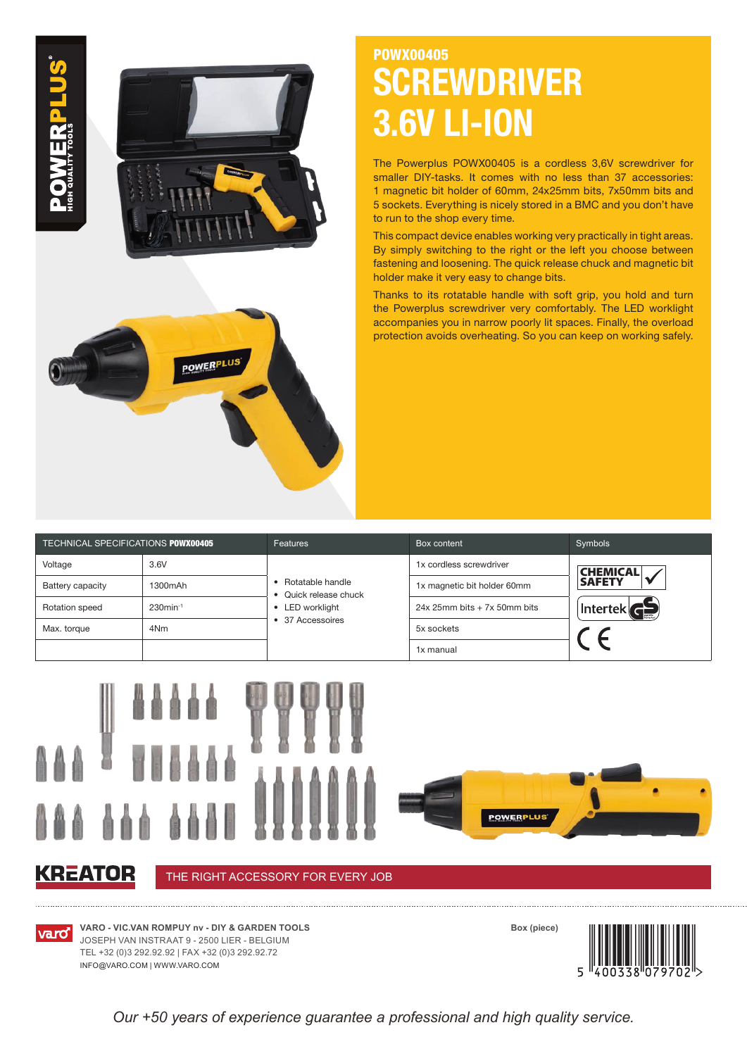POWERPLUS HIGH QUALITY TOOLS

POWX00405

# SCREWDRIVER 3.6V LI-ION

The Powerplus POWX00405 is a cordless 3,6V screwdriver for smaller DIY-tasks. It comes with no less than 37 accessories: 1 magnetic bit holder of 60mm, 24x25mm bits, 7x50mm bits and 5 sockets. Everything is nicely stored in a BMC and you don't have to run to the shop every time.

This compact device enables working very practically in tight areas. By simply switching to the right or the left you choose between fastening and loosening. The quick release chuck and magnetic bit holder make it very easy to change bits.

Thanks to its rotatable handle with soft grip, you hold and turn the Powerplus screwdriver very comfortably. The LED worklight accompanies you in narrow poorly lit spaces. Finally, the overload protection avoids overheating. So you can keep on working safely.

| TECHNICAL SPECIFICATIONS **POWX00405** | | Features | Box content | Symbols |
|---|---|---|---|---|
| Voltage | 3.6V | • Rotatable handle<br>• Quick release chuck<br>• LED worklight<br>• 37 Accessoires | 1x cordless screwdriver | CHEMICAL SAFETY<br>Intertek GS<br>CE |
| Battery capacity | 1300mAh | | 1x magnetic bit holder 60mm | |
| Rotation speed | 230min$^{-1}$ | | 24x 25mm bits + 7x 50mm bits | |
| Max. torque | 4Nm | | 5x sockets | |
| | | | 1x manual | |

KREATOR — THE RIGHT ACCESSORY FOR EVERY JOB

**VARO - VIC.VAN ROMPUY nv - DIY & GARDEN TOOLS**
JOSEPH VAN INSTRAAT 9 - 2500 LIER - BELGIUM
TEL +32 (0)3 292.92.92 | FAX +32 (0)3 292.92.72
INFO@VARO.COM | WWW.VARO.COM

**Box (piece)**

5 400338 079702

*Our +50 years of experience guarantee a professional and high quality service.*